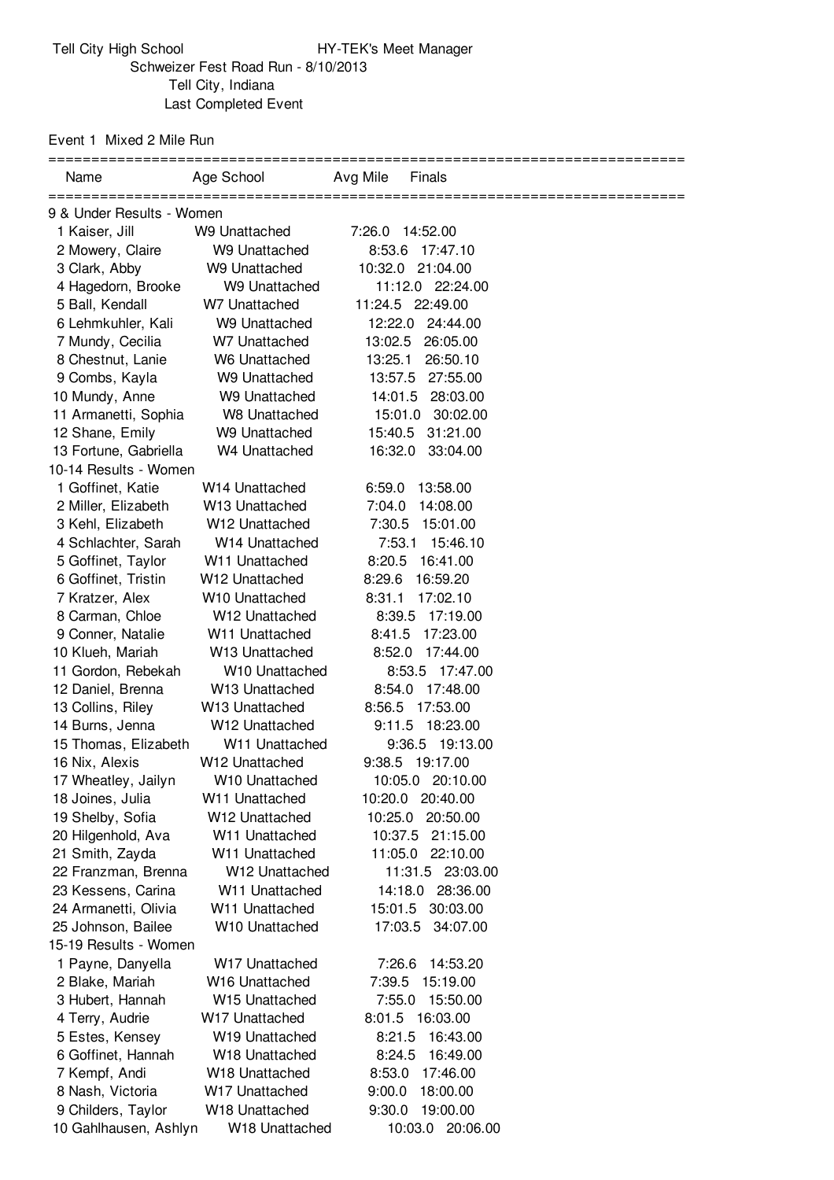Tell City High School HY-TEK's Meet Manager

Schweizer Fest Road Run - 8/10/2013

Tell City, Indiana

Last Completed Event

Event 1 Mixed 2 Mile Run

| Place | Name | Age | School | Avg Mile | Finals |
|---|---|---|---|---|---|
| **9 & Under Results - Women** | | | | | |
| 1 | Kaiser, Jill | W9 | Unattached | 7:26.0 | 14:52.00 |
| 2 | Mowery, Claire | W9 | Unattached | 8:53.6 | 17:47.10 |
| 3 | Clark, Abby | W9 | Unattached | 10:32.0 | 21:04.00 |
| 4 | Hagedorn, Brooke | W9 | Unattached | 11:12.0 | 22:24.00 |
| 5 | Ball, Kendall | W7 | Unattached | 11:24.5 | 22:49.00 |
| 6 | Lehmkuhler, Kali | W9 | Unattached | 12:22.0 | 24:44.00 |
| 7 | Mundy, Cecilia | W7 | Unattached | 13:02.5 | 26:05.00 |
| 8 | Chestnut, Lanie | W6 | Unattached | 13:25.1 | 26:50.10 |
| 9 | Combs, Kayla | W9 | Unattached | 13:57.5 | 27:55.00 |
| 10 | Mundy, Anne | W9 | Unattached | 14:01.5 | 28:03.00 |
| 11 | Armanetti, Sophia | W8 | Unattached | 15:01.0 | 30:02.00 |
| 12 | Shane, Emily | W9 | Unattached | 15:40.5 | 31:21.00 |
| 13 | Fortune, Gabriella | W4 | Unattached | 16:32.0 | 33:04.00 |
| **10-14 Results - Women** | | | | | |
| 1 | Goffinet, Katie | W14 | Unattached | 6:59.0 | 13:58.00 |
| 2 | Miller, Elizabeth | W13 | Unattached | 7:04.0 | 14:08.00 |
| 3 | Kehl, Elizabeth | W12 | Unattached | 7:30.5 | 15:01.00 |
| 4 | Schlachter, Sarah | W14 | Unattached | 7:53.1 | 15:46.10 |
| 5 | Goffinet, Taylor | W11 | Unattached | 8:20.5 | 16:41.00 |
| 6 | Goffinet, Tristin | W12 | Unattached | 8:29.6 | 16:59.20 |
| 7 | Kratzer, Alex | W10 | Unattached | 8:31.1 | 17:02.10 |
| 8 | Carman, Chloe | W12 | Unattached | 8:39.5 | 17:19.00 |
| 9 | Conner, Natalie | W11 | Unattached | 8:41.5 | 17:23.00 |
| 10 | Klueh, Mariah | W13 | Unattached | 8:52.0 | 17:44.00 |
| 11 | Gordon, Rebekah | W10 | Unattached | 8:53.5 | 17:47.00 |
| 12 | Daniel, Brenna | W13 | Unattached | 8:54.0 | 17:48.00 |
| 13 | Collins, Riley | W13 | Unattached | 8:56.5 | 17:53.00 |
| 14 | Burns, Jenna | W12 | Unattached | 9:11.5 | 18:23.00 |
| 15 | Thomas, Elizabeth | W11 | Unattached | 9:36.5 | 19:13.00 |
| 16 | Nix, Alexis | W12 | Unattached | 9:38.5 | 19:17.00 |
| 17 | Wheatley, Jailyn | W10 | Unattached | 10:05.0 | 20:10.00 |
| 18 | Joines, Julia | W11 | Unattached | 10:20.0 | 20:40.00 |
| 19 | Shelby, Sofia | W12 | Unattached | 10:25.0 | 20:50.00 |
| 20 | Hilgenhold, Ava | W11 | Unattached | 10:37.5 | 21:15.00 |
| 21 | Smith, Zayda | W11 | Unattached | 11:05.0 | 22:10.00 |
| 22 | Franzman, Brenna | W12 | Unattached | 11:31.5 | 23:03.00 |
| 23 | Kessens, Carina | W11 | Unattached | 14:18.0 | 28:36.00 |
| 24 | Armanetti, Olivia | W11 | Unattached | 15:01.5 | 30:03.00 |
| 25 | Johnson, Bailee | W10 | Unattached | 17:03.5 | 34:07.00 |
| **15-19 Results - Women** | | | | | |
| 1 | Payne, Danyella | W17 | Unattached | 7:26.6 | 14:53.20 |
| 2 | Blake, Mariah | W16 | Unattached | 7:39.5 | 15:19.00 |
| 3 | Hubert, Hannah | W15 | Unattached | 7:55.0 | 15:50.00 |
| 4 | Terry, Audrie | W17 | Unattached | 8:01.5 | 16:03.00 |
| 5 | Estes, Kensey | W19 | Unattached | 8:21.5 | 16:43.00 |
| 6 | Goffinet, Hannah | W18 | Unattached | 8:24.5 | 16:49.00 |
| 7 | Kempf, Andi | W18 | Unattached | 8:53.0 | 17:46.00 |
| 8 | Nash, Victoria | W17 | Unattached | 9:00.0 | 18:00.00 |
| 9 | Childers, Taylor | W18 | Unattached | 9:30.0 | 19:00.00 |
| 10 | Gahlhausen, Ashlyn | W18 | Unattached | 10:03.0 | 20:06.00 |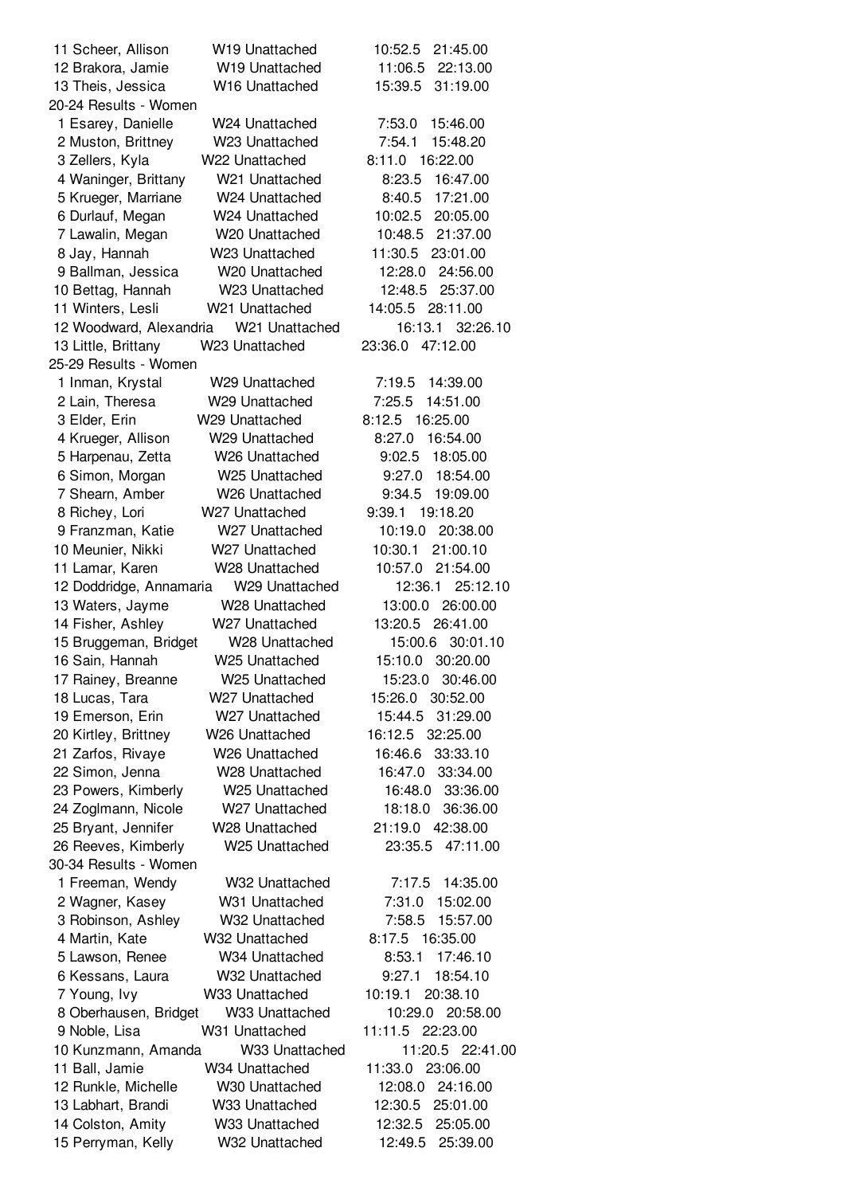| Place | Name | Age/Team | Pace | Time |
|---|---|---|---|---|
| 11 | Scheer, Allison | W19 Unattached | 10:52.5 | 21:45.00 |
| 12 | Brakora, Jamie | W19 Unattached | 11:06.5 | 22:13.00 |
| 13 | Theis, Jessica | W16 Unattached | 15:39.5 | 31:19.00 |

20-24 Results - Women

| Place | Name | Age/Team | Pace | Time |
|---|---|---|---|---|
| 1 | Esarey, Danielle | W24 Unattached | 7:53.0 | 15:46.00 |
| 2 | Muston, Brittney | W23 Unattached | 7:54.1 | 15:48.20 |
| 3 | Zellers, Kyla | W22 Unattached | 8:11.0 | 16:22.00 |
| 4 | Waninger, Brittany | W21 Unattached | 8:23.5 | 16:47.00 |
| 5 | Krueger, Marriane | W24 Unattached | 8:40.5 | 17:21.00 |
| 6 | Durlauf, Megan | W24 Unattached | 10:02.5 | 20:05.00 |
| 7 | Lawalin, Megan | W20 Unattached | 10:48.5 | 21:37.00 |
| 8 | Jay, Hannah | W23 Unattached | 11:30.5 | 23:01.00 |
| 9 | Ballman, Jessica | W20 Unattached | 12:28.0 | 24:56.00 |
| 10 | Bettag, Hannah | W23 Unattached | 12:48.5 | 25:37.00 |
| 11 | Winters, Lesli | W21 Unattached | 14:05.5 | 28:11.00 |
| 12 | Woodward, Alexandria | W21 Unattached | 16:13.1 | 32:26.10 |
| 13 | Little, Brittany | W23 Unattached | 23:36.0 | 47:12.00 |

25-29 Results - Women

| Place | Name | Age/Team | Pace | Time |
|---|---|---|---|---|
| 1 | Inman, Krystal | W29 Unattached | 7:19.5 | 14:39.00 |
| 2 | Lain, Theresa | W29 Unattached | 7:25.5 | 14:51.00 |
| 3 | Elder, Erin | W29 Unattached | 8:12.5 | 16:25.00 |
| 4 | Krueger, Allison | W29 Unattached | 8:27.0 | 16:54.00 |
| 5 | Harpenau, Zetta | W26 Unattached | 9:02.5 | 18:05.00 |
| 6 | Simon, Morgan | W25 Unattached | 9:27.0 | 18:54.00 |
| 7 | Shearn, Amber | W26 Unattached | 9:34.5 | 19:09.00 |
| 8 | Richey, Lori | W27 Unattached | 9:39.1 | 19:18.20 |
| 9 | Franzman, Katie | W27 Unattached | 10:19.0 | 20:38.00 |
| 10 | Meunier, Nikki | W27 Unattached | 10:30.1 | 21:00.10 |
| 11 | Lamar, Karen | W28 Unattached | 10:57.0 | 21:54.00 |
| 12 | Doddridge, Annamaria | W29 Unattached | 12:36.1 | 25:12.10 |
| 13 | Waters, Jayme | W28 Unattached | 13:00.0 | 26:00.00 |
| 14 | Fisher, Ashley | W27 Unattached | 13:20.5 | 26:41.00 |
| 15 | Bruggeman, Bridget | W28 Unattached | 15:00.6 | 30:01.10 |
| 16 | Sain, Hannah | W25 Unattached | 15:10.0 | 30:20.00 |
| 17 | Rainey, Breanne | W25 Unattached | 15:23.0 | 30:46.00 |
| 18 | Lucas, Tara | W27 Unattached | 15:26.0 | 30:52.00 |
| 19 | Emerson, Erin | W27 Unattached | 15:44.5 | 31:29.00 |
| 20 | Kirtley, Brittney | W26 Unattached | 16:12.5 | 32:25.00 |
| 21 | Zarfos, Rivaye | W26 Unattached | 16:46.6 | 33:33.10 |
| 22 | Simon, Jenna | W28 Unattached | 16:47.0 | 33:34.00 |
| 23 | Powers, Kimberly | W25 Unattached | 16:48.0 | 33:36.00 |
| 24 | Zoglmann, Nicole | W27 Unattached | 18:18.0 | 36:36.00 |
| 25 | Bryant, Jennifer | W28 Unattached | 21:19.0 | 42:38.00 |
| 26 | Reeves, Kimberly | W25 Unattached | 23:35.5 | 47:11.00 |

30-34 Results - Women

| Place | Name | Age/Team | Pace | Time |
|---|---|---|---|---|
| 1 | Freeman, Wendy | W32 Unattached | 7:17.5 | 14:35.00 |
| 2 | Wagner, Kasey | W31 Unattached | 7:31.0 | 15:02.00 |
| 3 | Robinson, Ashley | W32 Unattached | 7:58.5 | 15:57.00 |
| 4 | Martin, Kate | W32 Unattached | 8:17.5 | 16:35.00 |
| 5 | Lawson, Renee | W34 Unattached | 8:53.1 | 17:46.10 |
| 6 | Kessans, Laura | W32 Unattached | 9:27.1 | 18:54.10 |
| 7 | Young, Ivy | W33 Unattached | 10:19.1 | 20:38.10 |
| 8 | Oberhausen, Bridget | W33 Unattached | 10:29.0 | 20:58.00 |
| 9 | Noble, Lisa | W31 Unattached | 11:11.5 | 22:23.00 |
| 10 | Kunzmann, Amanda | W33 Unattached | 11:20.5 | 22:41.00 |
| 11 | Ball, Jamie | W34 Unattached | 11:33.0 | 23:06.00 |
| 12 | Runkle, Michelle | W30 Unattached | 12:08.0 | 24:16.00 |
| 13 | Labhart, Brandi | W33 Unattached | 12:30.5 | 25:01.00 |
| 14 | Colston, Amity | W33 Unattached | 12:32.5 | 25:05.00 |
| 15 | Perryman, Kelly | W32 Unattached | 12:49.5 | 25:39.00 |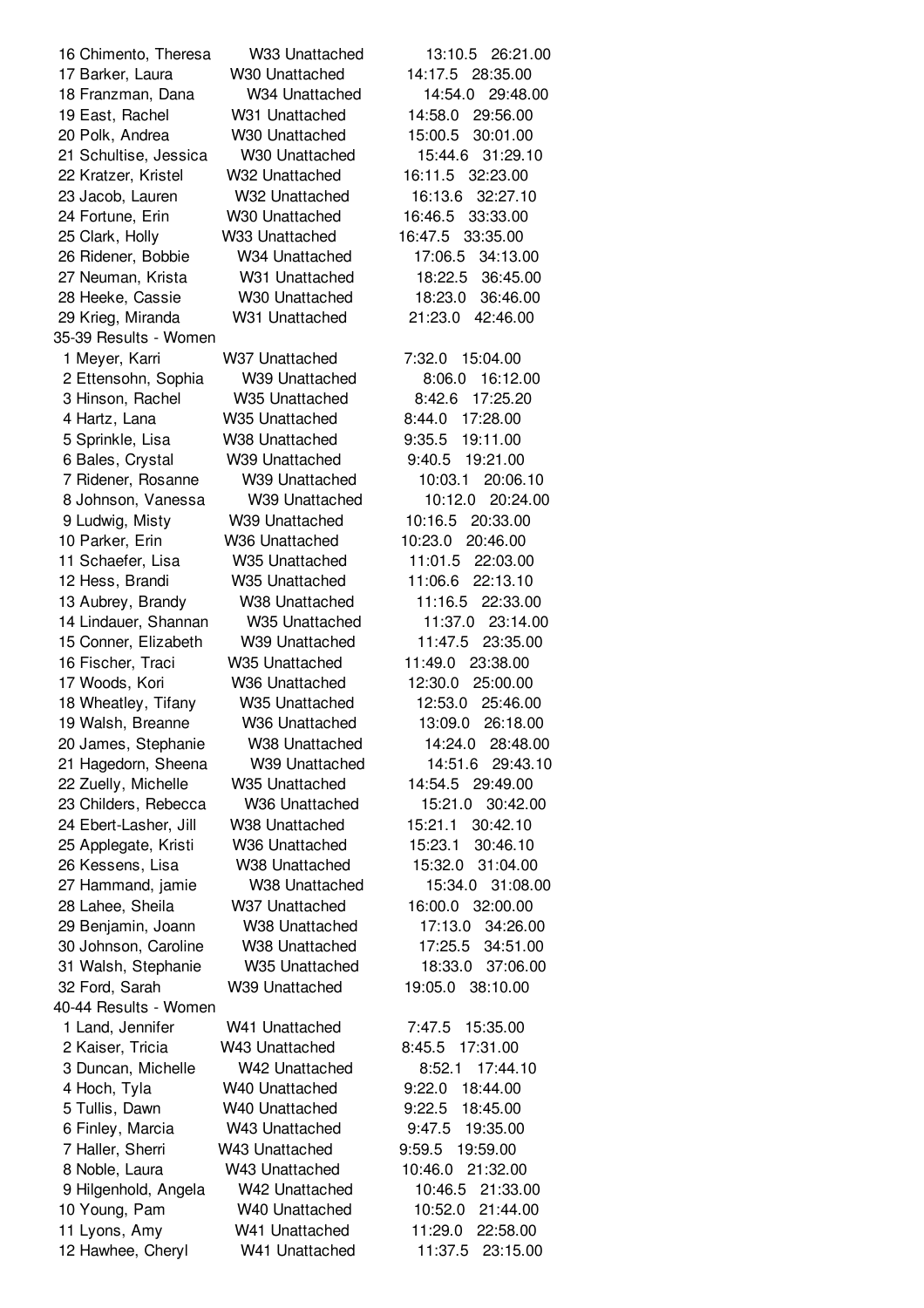16 Chimento, Theresa W33 Unattached 13:10.5 26:21.00
17 Barker, Laura W30 Unattached 14:17.5 28:35.00
18 Franzman, Dana W34 Unattached 14:54.0 29:48.00
19 East, Rachel W31 Unattached 14:58.0 29:56.00
20 Polk, Andrea W30 Unattached 15:00.5 30:01.00
21 Schultise, Jessica W30 Unattached 15:44.6 31:29.10
22 Kratzer, Kristel W32 Unattached 16:11.5 32:23.00
23 Jacob, Lauren W32 Unattached 16:13.6 32:27.10
24 Fortune, Erin W30 Unattached 16:46.5 33:33.00
25 Clark, Holly W33 Unattached 16:47.5 33:35.00
26 Ridener, Bobbie W34 Unattached 17:06.5 34:13.00
27 Neuman, Krista W31 Unattached 18:22.5 36:45.00
28 Heeke, Cassie W30 Unattached 18:23.0 36:46.00
29 Krieg, Miranda W31 Unattached 21:23.0 42:46.00

35-39 Results - Women

1 Meyer, Karri W37 Unattached 7:32.0 15:04.00
2 Ettensohn, Sophia W39 Unattached 8:06.0 16:12.00
3 Hinson, Rachel W35 Unattached 8:42.6 17:25.20
4 Hartz, Lana W35 Unattached 8:44.0 17:28.00
5 Sprinkle, Lisa W38 Unattached 9:35.5 19:11.00
6 Bales, Crystal W39 Unattached 9:40.5 19:21.00
7 Ridener, Rosanne W39 Unattached 10:03.1 20:06.10
8 Johnson, Vanessa W39 Unattached 10:12.0 20:24.00
9 Ludwig, Misty W39 Unattached 10:16.5 20:33.00
10 Parker, Erin W36 Unattached 10:23.0 20:46.00
11 Schaefer, Lisa W35 Unattached 11:01.5 22:03.00
12 Hess, Brandi W35 Unattached 11:06.6 22:13.10
13 Aubrey, Brandy W38 Unattached 11:16.5 22:33.00
14 Lindauer, Shannan W35 Unattached 11:37.0 23:14.00
15 Conner, Elizabeth W39 Unattached 11:47.5 23:35.00
16 Fischer, Traci W35 Unattached 11:49.0 23:38.00
17 Woods, Kori W36 Unattached 12:30.0 25:00.00
18 Wheatley, Tifany W35 Unattached 12:53.0 25:46.00
19 Walsh, Breanne W36 Unattached 13:09.0 26:18.00
20 James, Stephanie W38 Unattached 14:24.0 28:48.00
21 Hagedorn, Sheena W39 Unattached 14:51.6 29:43.10
22 Zuelly, Michelle W35 Unattached 14:54.5 29:49.00
23 Childers, Rebecca W36 Unattached 15:21.0 30:42.00
24 Ebert-Lasher, Jill W38 Unattached 15:21.1 30:42.10
25 Applegate, Kristi W36 Unattached 15:23.1 30:46.10
26 Kessens, Lisa W38 Unattached 15:32.0 31:04.00
27 Hammand, jamie W38 Unattached 15:34.0 31:08.00
28 Lahee, Sheila W37 Unattached 16:00.0 32:00.00
29 Benjamin, Joann W38 Unattached 17:13.0 34:26.00
30 Johnson, Caroline W38 Unattached 17:25.5 34:51.00
31 Walsh, Stephanie W35 Unattached 18:33.0 37:06.00
32 Ford, Sarah W39 Unattached 19:05.0 38:10.00

40-44 Results - Women

1 Land, Jennifer W41 Unattached 7:47.5 15:35.00
2 Kaiser, Tricia W43 Unattached 8:45.5 17:31.00
3 Duncan, Michelle W42 Unattached 8:52.1 17:44.10
4 Hoch, Tyla W40 Unattached 9:22.0 18:44.00
5 Tullis, Dawn W40 Unattached 9:22.5 18:45.00
6 Finley, Marcia W43 Unattached 9:47.5 19:35.00
7 Haller, Sherri W43 Unattached 9:59.5 19:59.00
8 Noble, Laura W43 Unattached 10:46.0 21:32.00
9 Hilgenhold, Angela W42 Unattached 10:46.5 21:33.00
10 Young, Pam W40 Unattached 10:52.0 21:44.00
11 Lyons, Amy W41 Unattached 11:29.0 22:58.00
12 Hawhee, Cheryl W41 Unattached 11:37.5 23:15.00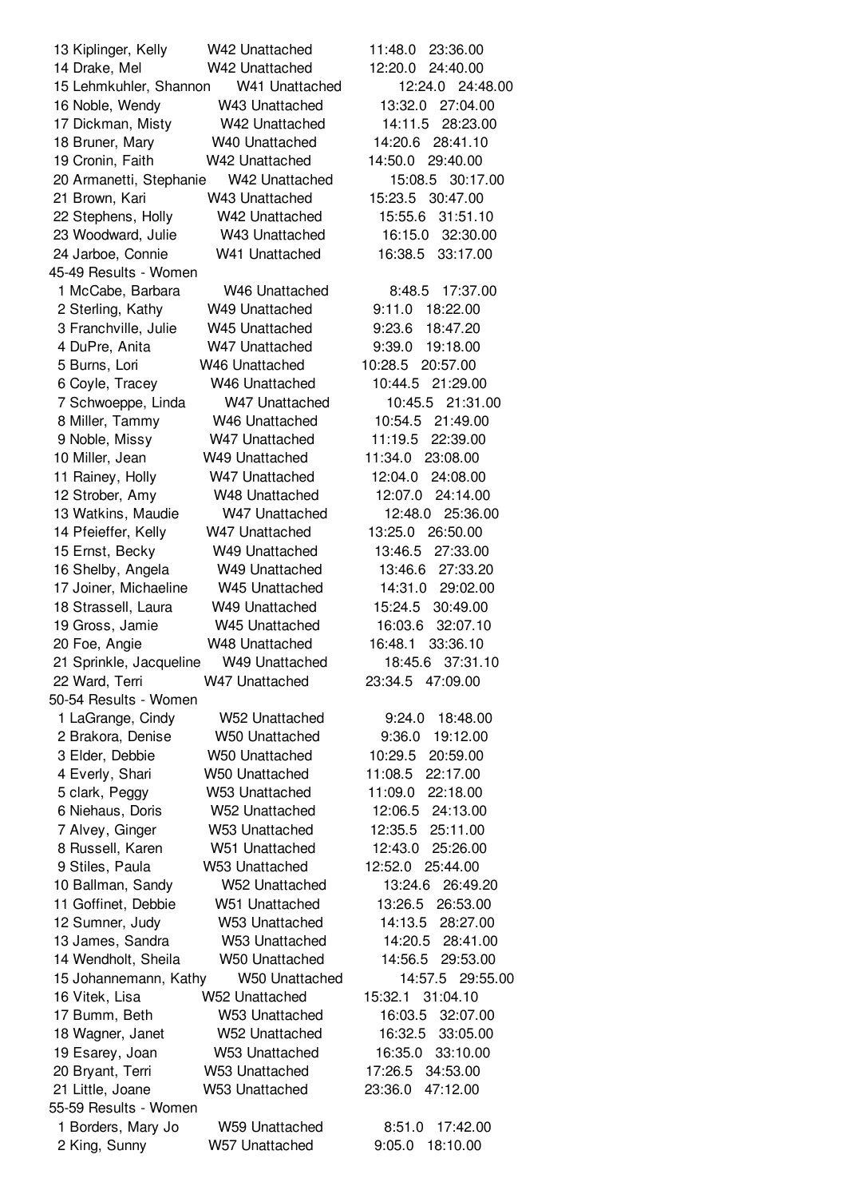| Place | Name | Div/Team | Time | Time |
|---|---|---|---|---|
| 13 | Kiplinger, Kelly | W42 Unattached | 11:48.0 | 23:36.00 |
| 14 | Drake, Mel | W42 Unattached | 12:20.0 | 24:40.00 |
| 15 | Lehmkuhler, Shannon | W41 Unattached | 12:24.0 | 24:48.00 |
| 16 | Noble, Wendy | W43 Unattached | 13:32.0 | 27:04.00 |
| 17 | Dickman, Misty | W42 Unattached | 14:11.5 | 28:23.00 |
| 18 | Bruner, Mary | W40 Unattached | 14:20.6 | 28:41.10 |
| 19 | Cronin, Faith | W42 Unattached | 14:50.0 | 29:40.00 |
| 20 | Armanetti, Stephanie | W42 Unattached | 15:08.5 | 30:17.00 |
| 21 | Brown, Kari | W43 Unattached | 15:23.5 | 30:47.00 |
| 22 | Stephens, Holly | W42 Unattached | 15:55.6 | 31:51.10 |
| 23 | Woodward, Julie | W43 Unattached | 16:15.0 | 32:30.00 |
| 24 | Jarboe, Connie | W41 Unattached | 16:38.5 | 33:17.00 |

45-49 Results - Women

| Place | Name | Div/Team | Time | Time |
|---|---|---|---|---|
| 1 | McCabe, Barbara | W46 Unattached | 8:48.5 | 17:37.00 |
| 2 | Sterling, Kathy | W49 Unattached | 9:11.0 | 18:22.00 |
| 3 | Franchville, Julie | W45 Unattached | 9:23.6 | 18:47.20 |
| 4 | DuPre, Anita | W47 Unattached | 9:39.0 | 19:18.00 |
| 5 | Burns, Lori | W46 Unattached | 10:28.5 | 20:57.00 |
| 6 | Coyle, Tracey | W46 Unattached | 10:44.5 | 21:29.00 |
| 7 | Schwoeppe, Linda | W47 Unattached | 10:45.5 | 21:31.00 |
| 8 | Miller, Tammy | W46 Unattached | 10:54.5 | 21:49.00 |
| 9 | Noble, Missy | W47 Unattached | 11:19.5 | 22:39.00 |
| 10 | Miller, Jean | W49 Unattached | 11:34.0 | 23:08.00 |
| 11 | Rainey, Holly | W47 Unattached | 12:04.0 | 24:08.00 |
| 12 | Strober, Amy | W48 Unattached | 12:07.0 | 24:14.00 |
| 13 | Watkins, Maudie | W47 Unattached | 12:48.0 | 25:36.00 |
| 14 | Pfeieffer, Kelly | W47 Unattached | 13:25.0 | 26:50.00 |
| 15 | Ernst, Becky | W49 Unattached | 13:46.5 | 27:33.00 |
| 16 | Shelby, Angela | W49 Unattached | 13:46.6 | 27:33.20 |
| 17 | Joiner, Michaeline | W45 Unattached | 14:31.0 | 29:02.00 |
| 18 | Strassell, Laura | W49 Unattached | 15:24.5 | 30:49.00 |
| 19 | Gross, Jamie | W45 Unattached | 16:03.6 | 32:07.10 |
| 20 | Foe, Angie | W48 Unattached | 16:48.1 | 33:36.10 |
| 21 | Sprinkle, Jacqueline | W49 Unattached | 18:45.6 | 37:31.10 |
| 22 | Ward, Terri | W47 Unattached | 23:34.5 | 47:09.00 |

50-54 Results - Women

| Place | Name | Div/Team | Time | Time |
|---|---|---|---|---|
| 1 | LaGrange, Cindy | W52 Unattached | 9:24.0 | 18:48.00 |
| 2 | Brakora, Denise | W50 Unattached | 9:36.0 | 19:12.00 |
| 3 | Elder, Debbie | W50 Unattached | 10:29.5 | 20:59.00 |
| 4 | Everly, Shari | W50 Unattached | 11:08.5 | 22:17.00 |
| 5 | clark, Peggy | W53 Unattached | 11:09.0 | 22:18.00 |
| 6 | Niehaus, Doris | W52 Unattached | 12:06.5 | 24:13.00 |
| 7 | Alvey, Ginger | W53 Unattached | 12:35.5 | 25:11.00 |
| 8 | Russell, Karen | W51 Unattached | 12:43.0 | 25:26.00 |
| 9 | Stiles, Paula | W53 Unattached | 12:52.0 | 25:44.00 |
| 10 | Ballman, Sandy | W52 Unattached | 13:24.6 | 26:49.20 |
| 11 | Goffinet, Debbie | W51 Unattached | 13:26.5 | 26:53.00 |
| 12 | Sumner, Judy | W53 Unattached | 14:13.5 | 28:27.00 |
| 13 | James, Sandra | W53 Unattached | 14:20.5 | 28:41.00 |
| 14 | Wendholt, Sheila | W50 Unattached | 14:56.5 | 29:53.00 |
| 15 | Johannemann, Kathy | W50 Unattached | 14:57.5 | 29:55.00 |
| 16 | Vitek, Lisa | W52 Unattached | 15:32.1 | 31:04.10 |
| 17 | Bumm, Beth | W53 Unattached | 16:03.5 | 32:07.00 |
| 18 | Wagner, Janet | W52 Unattached | 16:32.5 | 33:05.00 |
| 19 | Esarey, Joan | W53 Unattached | 16:35.0 | 33:10.00 |
| 20 | Bryant, Terri | W53 Unattached | 17:26.5 | 34:53.00 |
| 21 | Little, Joane | W53 Unattached | 23:36.0 | 47:12.00 |

55-59 Results - Women

| Place | Name | Div/Team | Time | Time |
|---|---|---|---|---|
| 1 | Borders, Mary Jo | W59 Unattached | 8:51.0 | 17:42.00 |
| 2 | King, Sunny | W57 Unattached | 9:05.0 | 18:10.00 |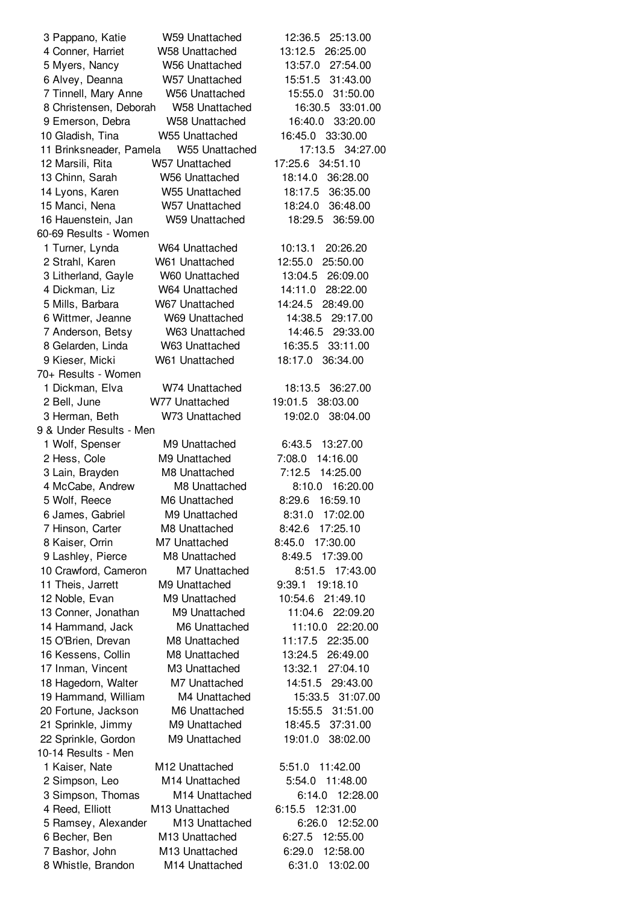| Place | Name | Division | Club | Pace | Time |
|---|---|---|---|---|---|
| 3 | Pappano, Katie | W59 | Unattached | 12:36.5 | 25:13.00 |
| 4 | Conner, Harriet | W58 | Unattached | 13:12.5 | 26:25.00 |
| 5 | Myers, Nancy | W56 | Unattached | 13:57.0 | 27:54.00 |
| 6 | Alvey, Deanna | W57 | Unattached | 15:51.5 | 31:43.00 |
| 7 | Tinnell, Mary Anne | W56 | Unattached | 15:55.0 | 31:50.00 |
| 8 | Christensen, Deborah | W58 | Unattached | 16:30.5 | 33:01.00 |
| 9 | Emerson, Debra | W58 | Unattached | 16:40.0 | 33:20.00 |
| 10 | Gladish, Tina | W55 | Unattached | 16:45.0 | 33:30.00 |
| 11 | Brinksneader, Pamela | W55 | Unattached | 17:13.5 | 34:27.00 |
| 12 | Marsili, Rita | W57 | Unattached | 17:25.6 | 34:51.10 |
| 13 | Chinn, Sarah | W56 | Unattached | 18:14.0 | 36:28.00 |
| 14 | Lyons, Karen | W55 | Unattached | 18:17.5 | 36:35.00 |
| 15 | Manci, Nena | W57 | Unattached | 18:24.0 | 36:48.00 |
| 16 | Hauenstein, Jan | W59 | Unattached | 18:29.5 | 36:59.00 |

60-69 Results - Women

| Place | Name | Division | Club | Pace | Time |
|---|---|---|---|---|---|
| 1 | Turner, Lynda | W64 | Unattached | 10:13.1 | 20:26.20 |
| 2 | Strahl, Karen | W61 | Unattached | 12:55.0 | 25:50.00 |
| 3 | Litherland, Gayle | W60 | Unattached | 13:04.5 | 26:09.00 |
| 4 | Dickman, Liz | W64 | Unattached | 14:11.0 | 28:22.00 |
| 5 | Mills, Barbara | W67 | Unattached | 14:24.5 | 28:49.00 |
| 6 | Wittmer, Jeanne | W69 | Unattached | 14:38.5 | 29:17.00 |
| 7 | Anderson, Betsy | W63 | Unattached | 14:46.5 | 29:33.00 |
| 8 | Gelarden, Linda | W63 | Unattached | 16:35.5 | 33:11.00 |
| 9 | Kieser, Micki | W61 | Unattached | 18:17.0 | 36:34.00 |

70+ Results - Women

| Place | Name | Division | Club | Pace | Time |
|---|---|---|---|---|---|
| 1 | Dickman, Elva | W74 | Unattached | 18:13.5 | 36:27.00 |
| 2 | Bell, June | W77 | Unattached | 19:01.5 | 38:03.00 |
| 3 | Herman, Beth | W73 | Unattached | 19:02.0 | 38:04.00 |

9 & Under Results - Men

| Place | Name | Division | Club | Pace | Time |
|---|---|---|---|---|---|
| 1 | Wolf, Spenser | M9 | Unattached | 6:43.5 | 13:27.00 |
| 2 | Hess, Cole | M9 | Unattached | 7:08.0 | 14:16.00 |
| 3 | Lain, Brayden | M8 | Unattached | 7:12.5 | 14:25.00 |
| 4 | McCabe, Andrew | M8 | Unattached | 8:10.0 | 16:20.00 |
| 5 | Wolf, Reece | M6 | Unattached | 8:29.6 | 16:59.10 |
| 6 | James, Gabriel | M9 | Unattached | 8:31.0 | 17:02.00 |
| 7 | Hinson, Carter | M8 | Unattached | 8:42.6 | 17:25.10 |
| 8 | Kaiser, Orrin | M7 | Unattached | 8:45.0 | 17:30.00 |
| 9 | Lashley, Pierce | M8 | Unattached | 8:49.5 | 17:39.00 |
| 10 | Crawford, Cameron | M7 | Unattached | 8:51.5 | 17:43.00 |
| 11 | Theis, Jarrett | M9 | Unattached | 9:39.1 | 19:18.10 |
| 12 | Noble, Evan | M9 | Unattached | 10:54.6 | 21:49.10 |
| 13 | Conner, Jonathan | M9 | Unattached | 11:04.6 | 22:09.20 |
| 14 | Hammand, Jack | M6 | Unattached | 11:10.0 | 22:20.00 |
| 15 | O'Brien, Drevan | M8 | Unattached | 11:17.5 | 22:35.00 |
| 16 | Kessens, Collin | M8 | Unattached | 13:24.5 | 26:49.00 |
| 17 | Inman, Vincent | M3 | Unattached | 13:32.1 | 27:04.10 |
| 18 | Hagedorn, Walter | M7 | Unattached | 14:51.5 | 29:43.00 |
| 19 | Hammand, William | M4 | Unattached | 15:33.5 | 31:07.00 |
| 20 | Fortune, Jackson | M6 | Unattached | 15:55.5 | 31:51.00 |
| 21 | Sprinkle, Jimmy | M9 | Unattached | 18:45.5 | 37:31.00 |
| 22 | Sprinkle, Gordon | M9 | Unattached | 19:01.0 | 38:02.00 |

10-14 Results - Men

| Place | Name | Division | Club | Pace | Time |
|---|---|---|---|---|---|
| 1 | Kaiser, Nate | M12 | Unattached | 5:51.0 | 11:42.00 |
| 2 | Simpson, Leo | M14 | Unattached | 5:54.0 | 11:48.00 |
| 3 | Simpson, Thomas | M14 | Unattached | 6:14.0 | 12:28.00 |
| 4 | Reed, Elliott | M13 | Unattached | 6:15.5 | 12:31.00 |
| 5 | Ramsey, Alexander | M13 | Unattached | 6:26.0 | 12:52.00 |
| 6 | Becher, Ben | M13 | Unattached | 6:27.5 | 12:55.00 |
| 7 | Bashor, John | M13 | Unattached | 6:29.0 | 12:58.00 |
| 8 | Whistle, Brandon | M14 | Unattached | 6:31.0 | 13:02.00 |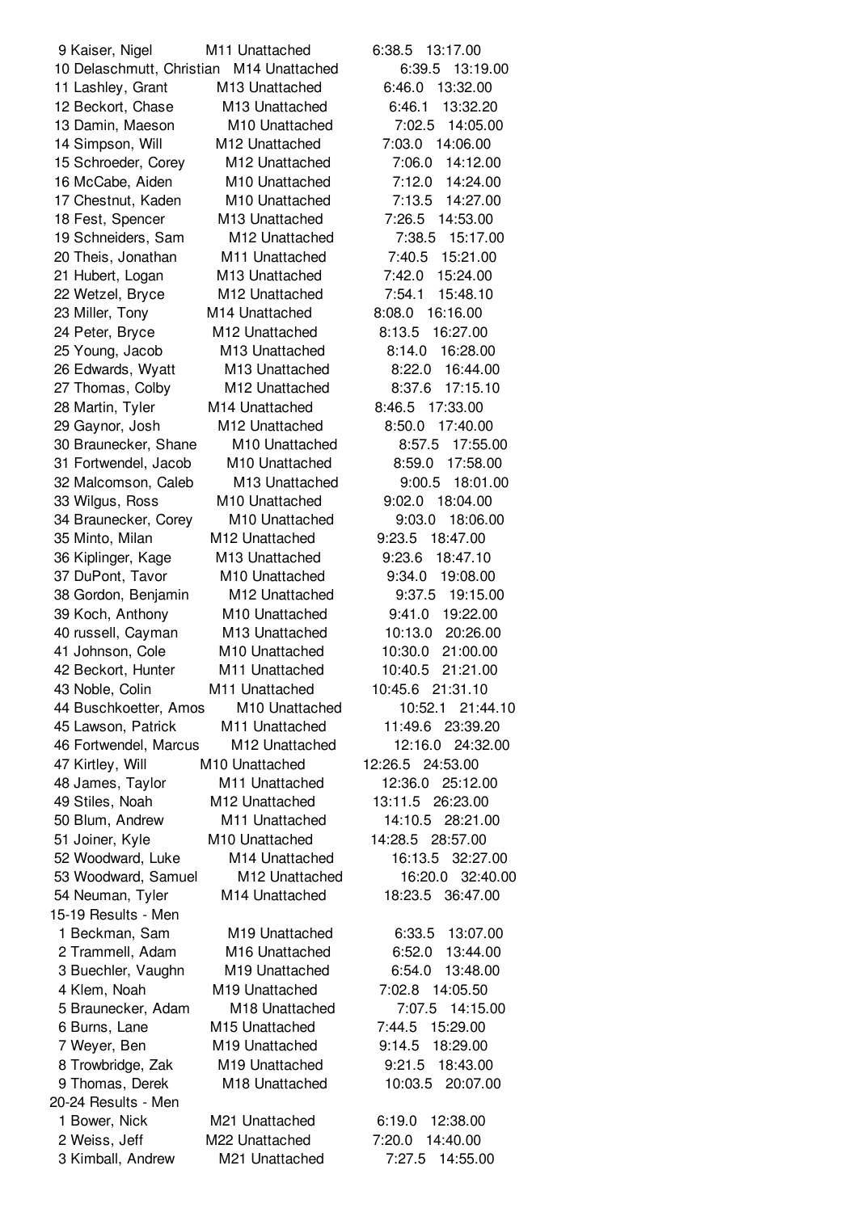| Place | Name | Division | Pace | Time |
|---|---|---|---|---|
| 9 | Kaiser, Nigel | M11 Unattached | 6:38.5 | 13:17.00 |
| 10 | Delaschmutt, Christian | M14 Unattached | 6:39.5 | 13:19.00 |
| 11 | Lashley, Grant | M13 Unattached | 6:46.0 | 13:32.00 |
| 12 | Beckort, Chase | M13 Unattached | 6:46.1 | 13:32.20 |
| 13 | Damin, Maeson | M10 Unattached | 7:02.5 | 14:05.00 |
| 14 | Simpson, Will | M12 Unattached | 7:03.0 | 14:06.00 |
| 15 | Schroeder, Corey | M12 Unattached | 7:06.0 | 14:12.00 |
| 16 | McCabe, Aiden | M10 Unattached | 7:12.0 | 14:24.00 |
| 17 | Chestnut, Kaden | M10 Unattached | 7:13.5 | 14:27.00 |
| 18 | Fest, Spencer | M13 Unattached | 7:26.5 | 14:53.00 |
| 19 | Schneiders, Sam | M12 Unattached | 7:38.5 | 15:17.00 |
| 20 | Theis, Jonathan | M11 Unattached | 7:40.5 | 15:21.00 |
| 21 | Hubert, Logan | M13 Unattached | 7:42.0 | 15:24.00 |
| 22 | Wetzel, Bryce | M12 Unattached | 7:54.1 | 15:48.10 |
| 23 | Miller, Tony | M14 Unattached | 8:08.0 | 16:16.00 |
| 24 | Peter, Bryce | M12 Unattached | 8:13.5 | 16:27.00 |
| 25 | Young, Jacob | M13 Unattached | 8:14.0 | 16:28.00 |
| 26 | Edwards, Wyatt | M13 Unattached | 8:22.0 | 16:44.00 |
| 27 | Thomas, Colby | M12 Unattached | 8:37.6 | 17:15.10 |
| 28 | Martin, Tyler | M14 Unattached | 8:46.5 | 17:33.00 |
| 29 | Gaynor, Josh | M12 Unattached | 8:50.0 | 17:40.00 |
| 30 | Braunecker, Shane | M10 Unattached | 8:57.5 | 17:55.00 |
| 31 | Fortwendel, Jacob | M10 Unattached | 8:59.0 | 17:58.00 |
| 32 | Malcomson, Caleb | M13 Unattached | 9:00.5 | 18:01.00 |
| 33 | Wilgus, Ross | M10 Unattached | 9:02.0 | 18:04.00 |
| 34 | Braunecker, Corey | M10 Unattached | 9:03.0 | 18:06.00 |
| 35 | Minto, Milan | M12 Unattached | 9:23.5 | 18:47.00 |
| 36 | Kiplinger, Kage | M13 Unattached | 9:23.6 | 18:47.10 |
| 37 | DuPont, Tavor | M10 Unattached | 9:34.0 | 19:08.00 |
| 38 | Gordon, Benjamin | M12 Unattached | 9:37.5 | 19:15.00 |
| 39 | Koch, Anthony | M10 Unattached | 9:41.0 | 19:22.00 |
| 40 | russell, Cayman | M13 Unattached | 10:13.0 | 20:26.00 |
| 41 | Johnson, Cole | M10 Unattached | 10:30.0 | 21:00.00 |
| 42 | Beckort, Hunter | M11 Unattached | 10:40.5 | 21:21.00 |
| 43 | Noble, Colin | M11 Unattached | 10:45.6 | 21:31.10 |
| 44 | Buschkoetter, Amos | M10 Unattached | 10:52.1 | 21:44.10 |
| 45 | Lawson, Patrick | M11 Unattached | 11:49.6 | 23:39.20 |
| 46 | Fortwendel, Marcus | M12 Unattached | 12:16.0 | 24:32.00 |
| 47 | Kirtley, Will | M10 Unattached | 12:26.5 | 24:53.00 |
| 48 | James, Taylor | M11 Unattached | 12:36.0 | 25:12.00 |
| 49 | Stiles, Noah | M12 Unattached | 13:11.5 | 26:23.00 |
| 50 | Blum, Andrew | M11 Unattached | 14:10.5 | 28:21.00 |
| 51 | Joiner, Kyle | M10 Unattached | 14:28.5 | 28:57.00 |
| 52 | Woodward, Luke | M14 Unattached | 16:13.5 | 32:27.00 |
| 53 | Woodward, Samuel | M12 Unattached | 16:20.0 | 32:40.00 |
| 54 | Neuman, Tyler | M14 Unattached | 18:23.5 | 36:47.00 |

15-19 Results - Men

| Place | Name | Division | Pace | Time |
|---|---|---|---|---|
| 1 | Beckman, Sam | M19 Unattached | 6:33.5 | 13:07.00 |
| 2 | Trammell, Adam | M16 Unattached | 6:52.0 | 13:44.00 |
| 3 | Buechler, Vaughn | M19 Unattached | 6:54.0 | 13:48.00 |
| 4 | Klem, Noah | M19 Unattached | 7:02.8 | 14:05.50 |
| 5 | Braunecker, Adam | M18 Unattached | 7:07.5 | 14:15.00 |
| 6 | Burns, Lane | M15 Unattached | 7:44.5 | 15:29.00 |
| 7 | Weyer, Ben | M19 Unattached | 9:14.5 | 18:29.00 |
| 8 | Trowbridge, Zak | M19 Unattached | 9:21.5 | 18:43.00 |
| 9 | Thomas, Derek | M18 Unattached | 10:03.5 | 20:07.00 |

20-24 Results - Men

| Place | Name | Division | Pace | Time |
|---|---|---|---|---|
| 1 | Bower, Nick | M21 Unattached | 6:19.0 | 12:38.00 |
| 2 | Weiss, Jeff | M22 Unattached | 7:20.0 | 14:40.00 |
| 3 | Kimball, Andrew | M21 Unattached | 7:27.5 | 14:55.00 |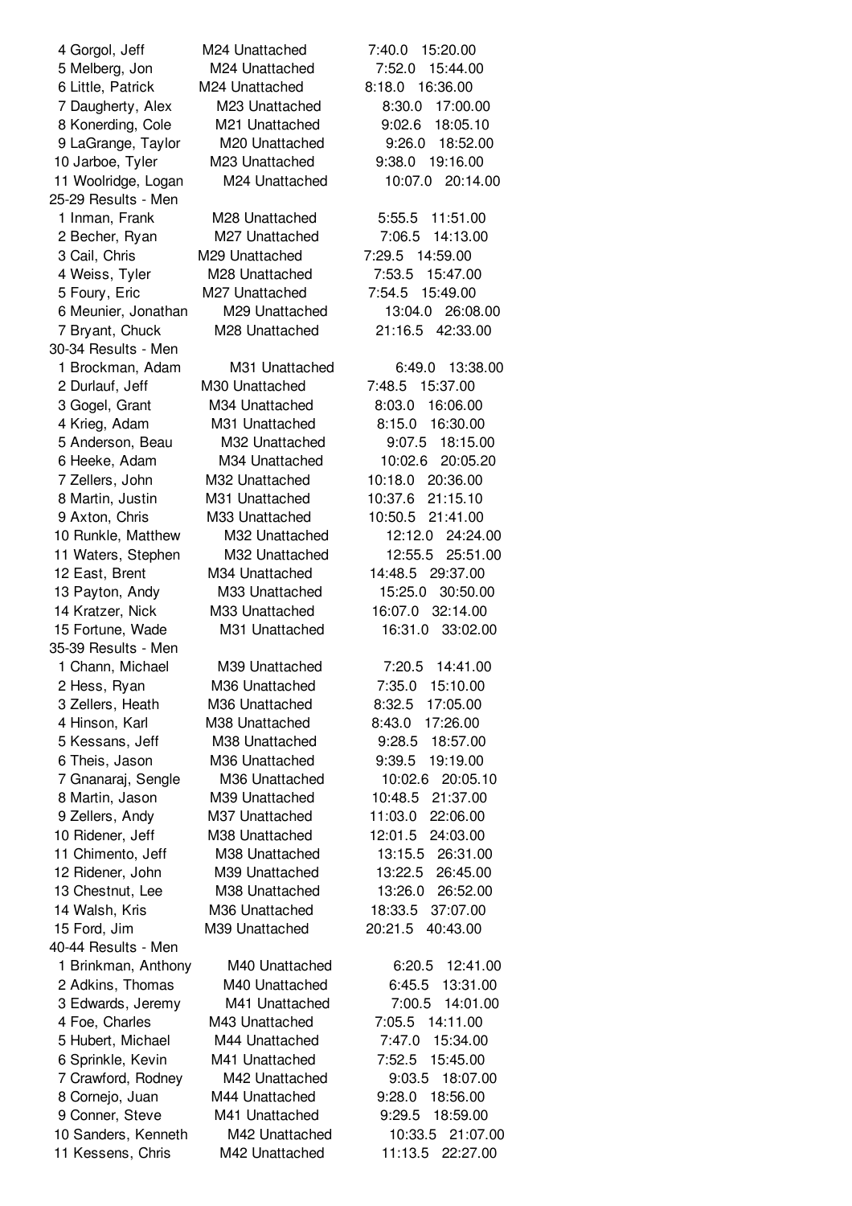4 Gorgol, Jeff M24 Unattached 7:40.0 15:20.00
5 Melberg, Jon M24 Unattached 7:52.0 15:44.00
6 Little, Patrick M24 Unattached 8:18.0 16:36.00
7 Daugherty, Alex M23 Unattached 8:30.0 17:00.00
8 Konerding, Cole M21 Unattached 9:02.6 18:05.10
9 LaGrange, Taylor M20 Unattached 9:26.0 18:52.00
10 Jarboe, Tyler M23 Unattached 9:38.0 19:16.00
11 Woolridge, Logan M24 Unattached 10:07.0 20:14.00

25-29 Results - Men

1 Inman, Frank M28 Unattached 5:55.5 11:51.00
2 Becher, Ryan M27 Unattached 7:06.5 14:13.00
3 Cail, Chris M29 Unattached 7:29.5 14:59.00
4 Weiss, Tyler M28 Unattached 7:53.5 15:47.00
5 Foury, Eric M27 Unattached 7:54.5 15:49.00
6 Meunier, Jonathan M29 Unattached 13:04.0 26:08.00
7 Bryant, Chuck M28 Unattached 21:16.5 42:33.00

30-34 Results - Men

1 Brockman, Adam M31 Unattached 6:49.0 13:38.00
2 Durlauf, Jeff M30 Unattached 7:48.5 15:37.00
3 Gogel, Grant M34 Unattached 8:03.0 16:06.00
4 Krieg, Adam M31 Unattached 8:15.0 16:30.00
5 Anderson, Beau M32 Unattached 9:07.5 18:15.00
6 Heeke, Adam M34 Unattached 10:02.6 20:05.20
7 Zellers, John M32 Unattached 10:18.0 20:36.00
8 Martin, Justin M31 Unattached 10:37.6 21:15.10
9 Axton, Chris M33 Unattached 10:50.5 21:41.00
10 Runkle, Matthew M32 Unattached 12:12.0 24:24.00
11 Waters, Stephen M32 Unattached 12:55.5 25:51.00
12 East, Brent M34 Unattached 14:48.5 29:37.00
13 Payton, Andy M33 Unattached 15:25.0 30:50.00
14 Kratzer, Nick M33 Unattached 16:07.0 32:14.00
15 Fortune, Wade M31 Unattached 16:31.0 33:02.00

35-39 Results - Men

1 Chann, Michael M39 Unattached 7:20.5 14:41.00
2 Hess, Ryan M36 Unattached 7:35.0 15:10.00
3 Zellers, Heath M36 Unattached 8:32.5 17:05.00
4 Hinson, Karl M38 Unattached 8:43.0 17:26.00
5 Kessans, Jeff M38 Unattached 9:28.5 18:57.00
6 Theis, Jason M36 Unattached 9:39.5 19:19.00
7 Gnanaraj, Sengle M36 Unattached 10:02.6 20:05.10
8 Martin, Jason M39 Unattached 10:48.5 21:37.00
9 Zellers, Andy M37 Unattached 11:03.0 22:06.00
10 Ridener, Jeff M38 Unattached 12:01.5 24:03.00
11 Chimento, Jeff M38 Unattached 13:15.5 26:31.00
12 Ridener, John M39 Unattached 13:22.5 26:45.00
13 Chestnut, Lee M38 Unattached 13:26.0 26:52.00
14 Walsh, Kris M36 Unattached 18:33.5 37:07.00
15 Ford, Jim M39 Unattached 20:21.5 40:43.00

40-44 Results - Men

1 Brinkman, Anthony M40 Unattached 6:20.5 12:41.00
2 Adkins, Thomas M40 Unattached 6:45.5 13:31.00
3 Edwards, Jeremy M41 Unattached 7:00.5 14:01.00
4 Foe, Charles M43 Unattached 7:05.5 14:11.00
5 Hubert, Michael M44 Unattached 7:47.0 15:34.00
6 Sprinkle, Kevin M41 Unattached 7:52.5 15:45.00
7 Crawford, Rodney M42 Unattached 9:03.5 18:07.00
8 Cornejo, Juan M44 Unattached 9:28.0 18:56.00
9 Conner, Steve M41 Unattached 9:29.5 18:59.00
10 Sanders, Kenneth M42 Unattached 10:33.5 21:07.00
11 Kessens, Chris M42 Unattached 11:13.5 22:27.00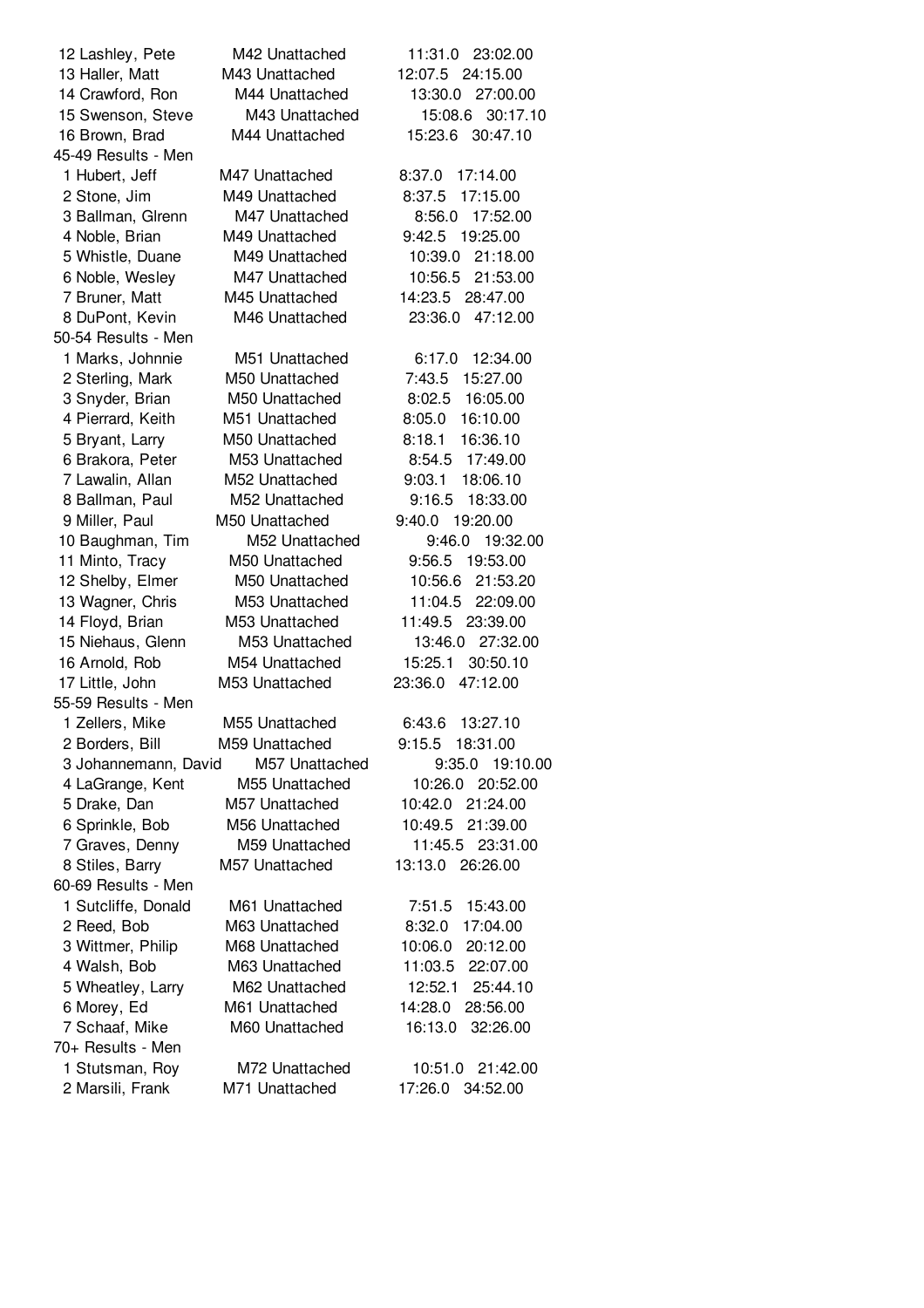12 Lashley, Pete M42 Unattached 11:31.0 23:02.00
13 Haller, Matt M43 Unattached 12:07.5 24:15.00
14 Crawford, Ron M44 Unattached 13:30.0 27:00.00
15 Swenson, Steve M43 Unattached 15:08.6 30:17.10
16 Brown, Brad M44 Unattached 15:23.6 30:47.10

45-49 Results - Men

1 Hubert, Jeff M47 Unattached 8:37.0 17:14.00
2 Stone, Jim M49 Unattached 8:37.5 17:15.00
3 Ballman, Glrenn M47 Unattached 8:56.0 17:52.00
4 Noble, Brian M49 Unattached 9:42.5 19:25.00
5 Whistle, Duane M49 Unattached 10:39.0 21:18.00
6 Noble, Wesley M47 Unattached 10:56.5 21:53.00
7 Bruner, Matt M45 Unattached 14:23.5 28:47.00
8 DuPont, Kevin M46 Unattached 23:36.0 47:12.00

50-54 Results - Men

1 Marks, Johnnie M51 Unattached 6:17.0 12:34.00
2 Sterling, Mark M50 Unattached 7:43.5 15:27.00
3 Snyder, Brian M50 Unattached 8:02.5 16:05.00
4 Pierrard, Keith M51 Unattached 8:05.0 16:10.00
5 Bryant, Larry M50 Unattached 8:18.1 16:36.10
6 Brakora, Peter M53 Unattached 8:54.5 17:49.00
7 Lawalin, Allan M52 Unattached 9:03.1 18:06.10
8 Ballman, Paul M52 Unattached 9:16.5 18:33.00
9 Miller, Paul M50 Unattached 9:40.0 19:20.00
10 Baughman, Tim M52 Unattached 9:46.0 19:32.00
11 Minto, Tracy M50 Unattached 9:56.5 19:53.00
12 Shelby, Elmer M50 Unattached 10:56.6 21:53.20
13 Wagner, Chris M53 Unattached 11:04.5 22:09.00
14 Floyd, Brian M53 Unattached 11:49.5 23:39.00
15 Niehaus, Glenn M53 Unattached 13:46.0 27:32.00
16 Arnold, Rob M54 Unattached 15:25.1 30:50.10
17 Little, John M53 Unattached 23:36.0 47:12.00

55-59 Results - Men

1 Zellers, Mike M55 Unattached 6:43.6 13:27.10
2 Borders, Bill M59 Unattached 9:15.5 18:31.00
3 Johannemann, David M57 Unattached 9:35.0 19:10.00
4 LaGrange, Kent M55 Unattached 10:26.0 20:52.00
5 Drake, Dan M57 Unattached 10:42.0 21:24.00
6 Sprinkle, Bob M56 Unattached 10:49.5 21:39.00
7 Graves, Denny M59 Unattached 11:45.5 23:31.00
8 Stiles, Barry M57 Unattached 13:13.0 26:26.00

60-69 Results - Men

1 Sutcliffe, Donald M61 Unattached 7:51.5 15:43.00
2 Reed, Bob M63 Unattached 8:32.0 17:04.00
3 Wittmer, Philip M68 Unattached 10:06.0 20:12.00
4 Walsh, Bob M63 Unattached 11:03.5 22:07.00
5 Wheatley, Larry M62 Unattached 12:52.1 25:44.10
6 Morey, Ed M61 Unattached 14:28.0 28:56.00
7 Schaaf, Mike M60 Unattached 16:13.0 32:26.00

70+ Results - Men

1 Stutsman, Roy M72 Unattached 10:51.0 21:42.00
2 Marsili, Frank M71 Unattached 17:26.0 34:52.00